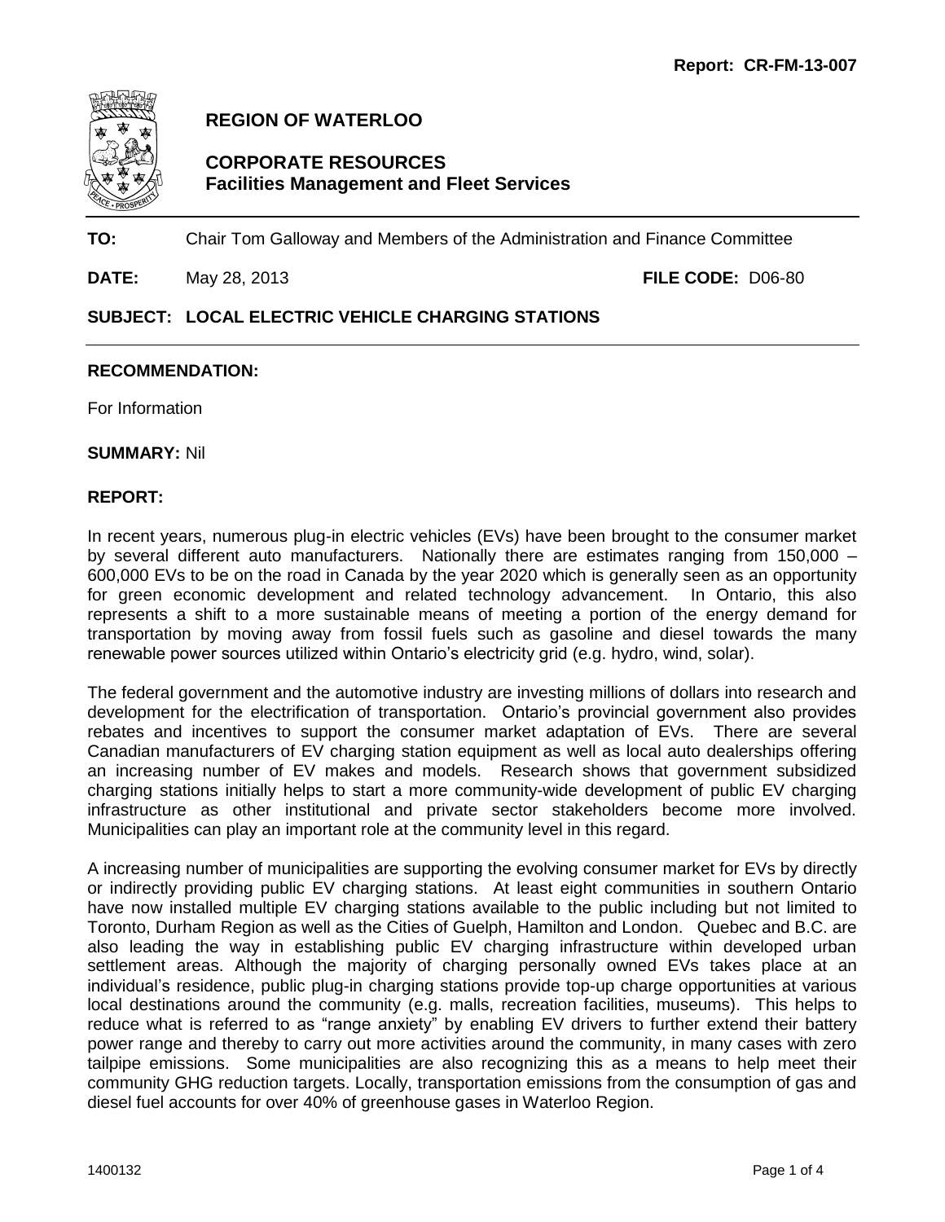Report: CR-FM-13-007

# REGION OF WATERLOO

## CORPORATE RESOURCES
## Facilities Management and Fleet Services

**TO:** Chair Tom Galloway and Members of the Administration and Finance Committee

**DATE:** May 28, 2013 **FILE CODE:** D06-80

**SUBJECT: LOCAL ELECTRIC VEHICLE CHARGING STATIONS**

**RECOMMENDATION:**

For Information

**SUMMARY:** Nil

**REPORT:**

In recent years, numerous plug-in electric vehicles (EVs) have been brought to the consumer market by several different auto manufacturers. Nationally there are estimates ranging from 150,000 – 600,000 EVs to be on the road in Canada by the year 2020 which is generally seen as an opportunity for green economic development and related technology advancement. In Ontario, this also represents a shift to a more sustainable means of meeting a portion of the energy demand for transportation by moving away from fossil fuels such as gasoline and diesel towards the many renewable power sources utilized within Ontario's electricity grid (e.g. hydro, wind, solar).

The federal government and the automotive industry are investing millions of dollars into research and development for the electrification of transportation. Ontario's provincial government also provides rebates and incentives to support the consumer market adaptation of EVs. There are several Canadian manufacturers of EV charging station equipment as well as local auto dealerships offering an increasing number of EV makes and models. Research shows that government subsidized charging stations initially helps to start a more community-wide development of public EV charging infrastructure as other institutional and private sector stakeholders become more involved. Municipalities can play an important role at the community level in this regard.

A increasing number of municipalities are supporting the evolving consumer market for EVs by directly or indirectly providing public EV charging stations. At least eight communities in southern Ontario have now installed multiple EV charging stations available to the public including but not limited to Toronto, Durham Region as well as the Cities of Guelph, Hamilton and London. Quebec and B.C. are also leading the way in establishing public EV charging infrastructure within developed urban settlement areas. Although the majority of charging personally owned EVs takes place at an individual's residence, public plug-in charging stations provide top-up charge opportunities at various local destinations around the community (e.g. malls, recreation facilities, museums). This helps to reduce what is referred to as "range anxiety" by enabling EV drivers to further extend their battery power range and thereby to carry out more activities around the community, in many cases with zero tailpipe emissions. Some municipalities are also recognizing this as a means to help meet their community GHG reduction targets. Locally, transportation emissions from the consumption of gas and diesel fuel accounts for over 40% of greenhouse gases in Waterloo Region.

1400132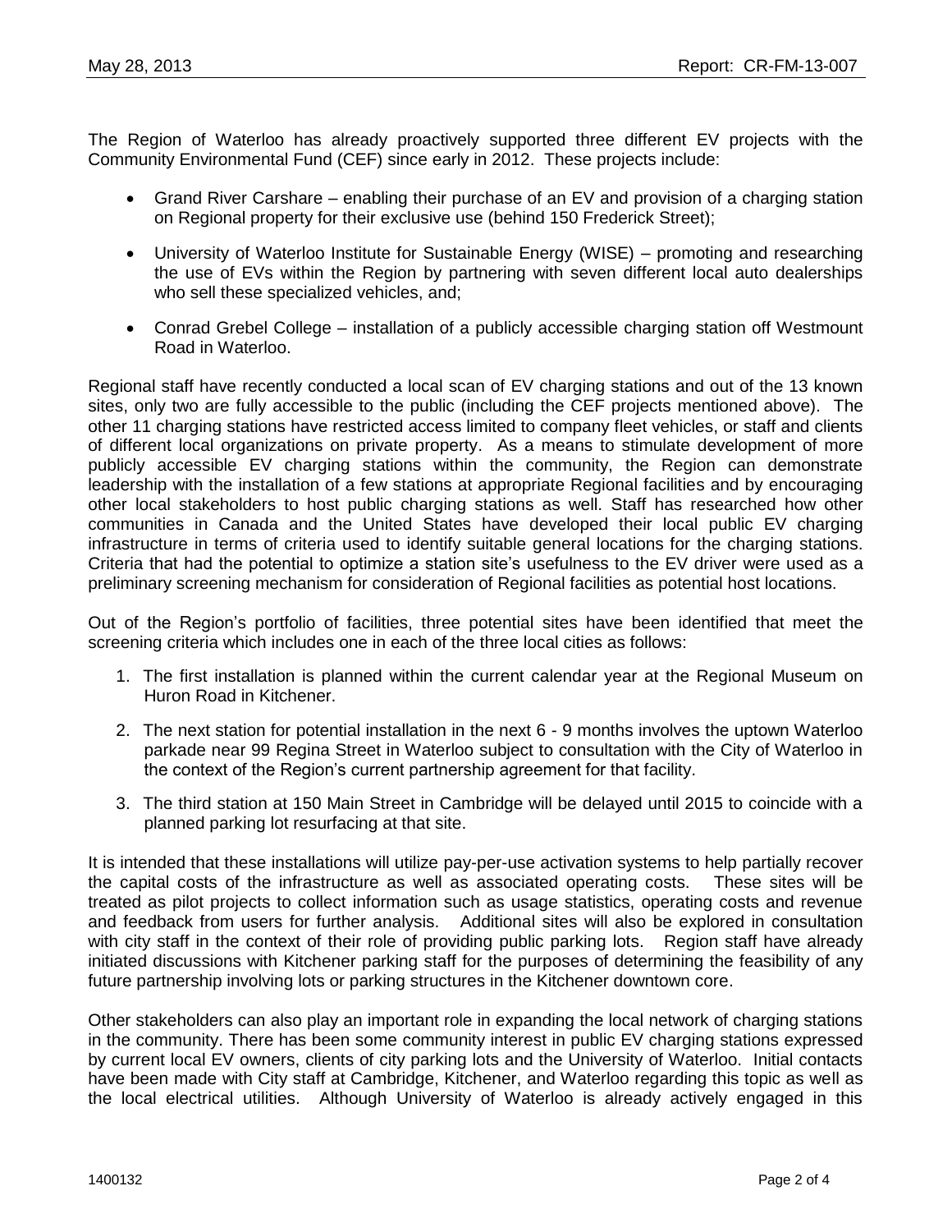The Region of Waterloo has already proactively supported three different EV projects with the Community Environmental Fund (CEF) since early in 2012. These projects include:

- Grand River Carshare – enabling their purchase of an EV and provision of a charging station on Regional property for their exclusive use (behind 150 Frederick Street);
- University of Waterloo Institute for Sustainable Energy (WISE) – promoting and researching the use of EVs within the Region by partnering with seven different local auto dealerships who sell these specialized vehicles, and;
- Conrad Grebel College – installation of a publicly accessible charging station off Westmount Road in Waterloo.

Regional staff have recently conducted a local scan of EV charging stations and out of the 13 known sites, only two are fully accessible to the public (including the CEF projects mentioned above). The other 11 charging stations have restricted access limited to company fleet vehicles, or staff and clients of different local organizations on private property. As a means to stimulate development of more publicly accessible EV charging stations within the community, the Region can demonstrate leadership with the installation of a few stations at appropriate Regional facilities and by encouraging other local stakeholders to host public charging stations as well. Staff has researched how other communities in Canada and the United States have developed their local public EV charging infrastructure in terms of criteria used to identify suitable general locations for the charging stations. Criteria that had the potential to optimize a station site's usefulness to the EV driver were used as a preliminary screening mechanism for consideration of Regional facilities as potential host locations.

Out of the Region's portfolio of facilities, three potential sites have been identified that meet the screening criteria which includes one in each of the three local cities as follows:

1. The first installation is planned within the current calendar year at the Regional Museum on Huron Road in Kitchener.
2. The next station for potential installation in the next 6 - 9 months involves the uptown Waterloo parkade near 99 Regina Street in Waterloo subject to consultation with the City of Waterloo in the context of the Region's current partnership agreement for that facility.
3. The third station at 150 Main Street in Cambridge will be delayed until 2015 to coincide with a planned parking lot resurfacing at that site.

It is intended that these installations will utilize pay-per-use activation systems to help partially recover the capital costs of the infrastructure as well as associated operating costs. These sites will be treated as pilot projects to collect information such as usage statistics, operating costs and revenue and feedback from users for further analysis. Additional sites will also be explored in consultation with city staff in the context of their role of providing public parking lots. Region staff have already initiated discussions with Kitchener parking staff for the purposes of determining the feasibility of any future partnership involving lots or parking structures in the Kitchener downtown core.

Other stakeholders can also play an important role in expanding the local network of charging stations in the community. There has been some community interest in public EV charging stations expressed by current local EV owners, clients of city parking lots and the University of Waterloo. Initial contacts have been made with City staff at Cambridge, Kitchener, and Waterloo regarding this topic as well as the local electrical utilities. Although University of Waterloo is already actively engaged in this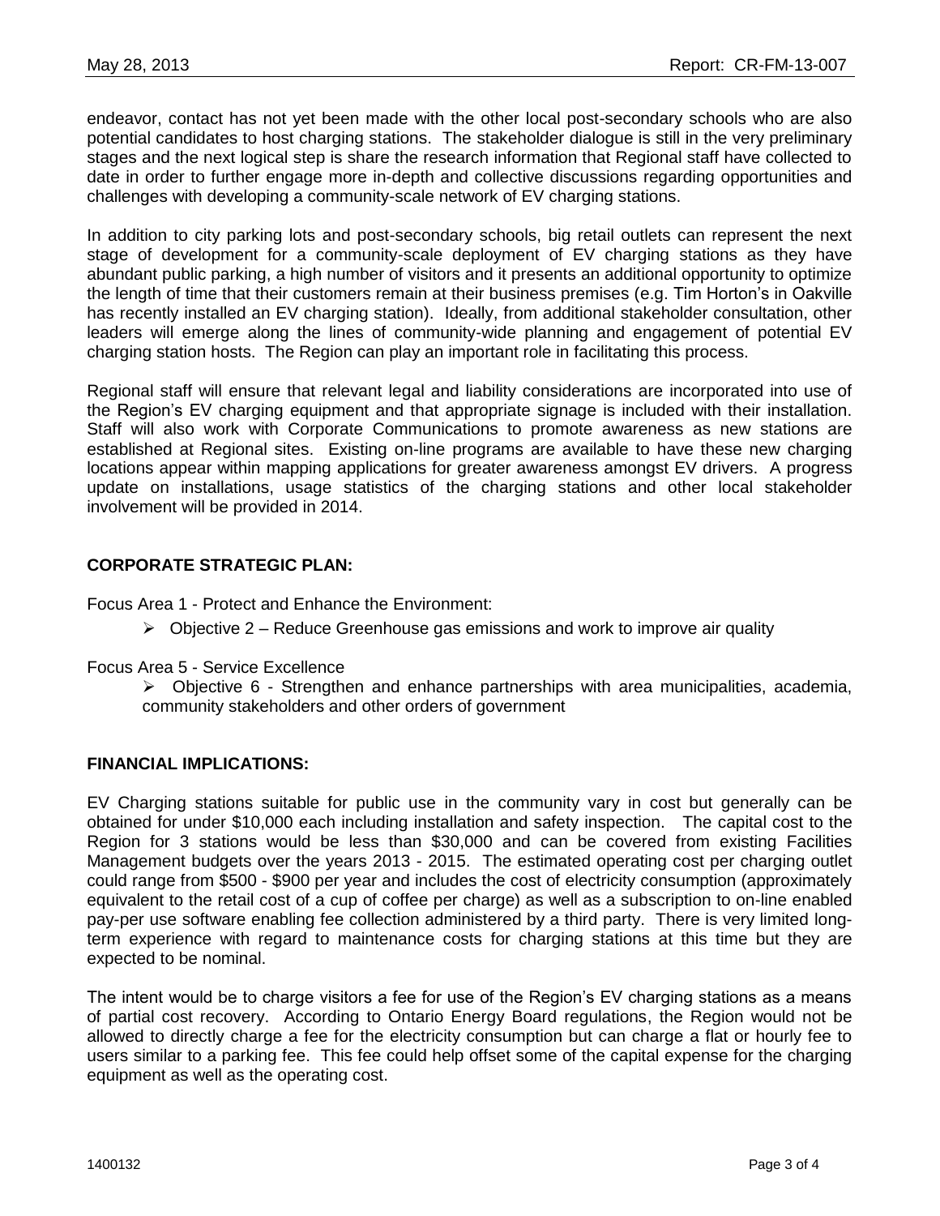endeavor, contact has not yet been made with the other local post-secondary schools who are also potential candidates to host charging stations. The stakeholder dialogue is still in the very preliminary stages and the next logical step is share the research information that Regional staff have collected to date in order to further engage more in-depth and collective discussions regarding opportunities and challenges with developing a community-scale network of EV charging stations.

In addition to city parking lots and post-secondary schools, big retail outlets can represent the next stage of development for a community-scale deployment of EV charging stations as they have abundant public parking, a high number of visitors and it presents an additional opportunity to optimize the length of time that their customers remain at their business premises (e.g. Tim Horton's in Oakville has recently installed an EV charging station). Ideally, from additional stakeholder consultation, other leaders will emerge along the lines of community-wide planning and engagement of potential EV charging station hosts. The Region can play an important role in facilitating this process.

Regional staff will ensure that relevant legal and liability considerations are incorporated into use of the Region's EV charging equipment and that appropriate signage is included with their installation. Staff will also work with Corporate Communications to promote awareness as new stations are established at Regional sites. Existing on-line programs are available to have these new charging locations appear within mapping applications for greater awareness amongst EV drivers. A progress update on installations, usage statistics of the charging stations and other local stakeholder involvement will be provided in 2014.

**CORPORATE STRATEGIC PLAN:**

Focus Area 1 - Protect and Enhance the Environment:

- Objective 2 – Reduce Greenhouse gas emissions and work to improve air quality

Focus Area 5 - Service Excellence

- Objective 6 - Strengthen and enhance partnerships with area municipalities, academia, community stakeholders and other orders of government

**FINANCIAL IMPLICATIONS:**

EV Charging stations suitable for public use in the community vary in cost but generally can be obtained for under $10,000 each including installation and safety inspection. The capital cost to the Region for 3 stations would be less than $30,000 and can be covered from existing Facilities Management budgets over the years 2013 - 2015. The estimated operating cost per charging outlet could range from $500 - $900 per year and includes the cost of electricity consumption (approximately equivalent to the retail cost of a cup of coffee per charge) as well as a subscription to on-line enabled pay-per use software enabling fee collection administered by a third party. There is very limited long-term experience with regard to maintenance costs for charging stations at this time but they are expected to be nominal.

The intent would be to charge visitors a fee for use of the Region's EV charging stations as a means of partial cost recovery. According to Ontario Energy Board regulations, the Region would not be allowed to directly charge a fee for the electricity consumption but can charge a flat or hourly fee to users similar to a parking fee. This fee could help offset some of the capital expense for the charging equipment as well as the operating cost.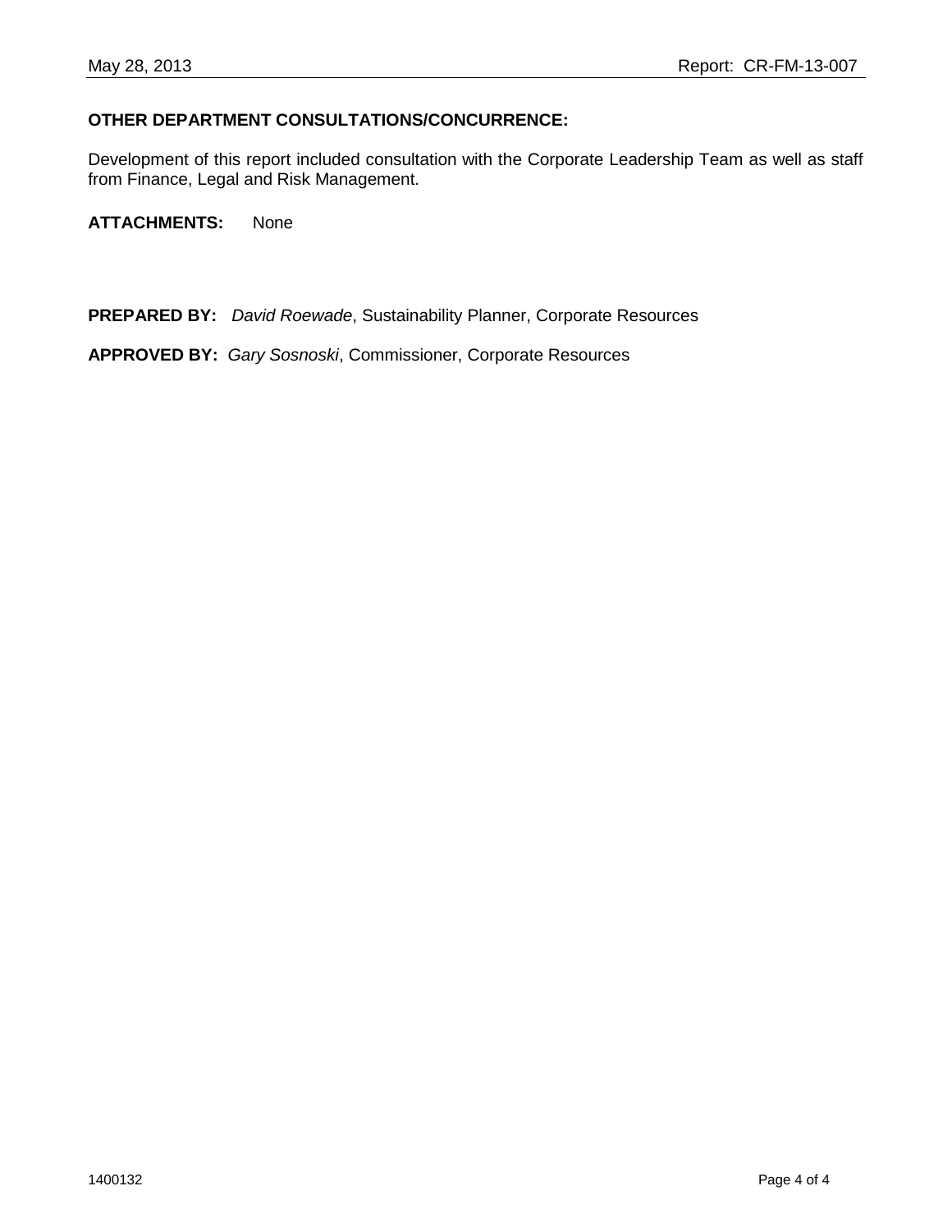**OTHER DEPARTMENT CONSULTATIONS/CONCURRENCE:**

Development of this report included consultation with the Corporate Leadership Team as well as staff from Finance, Legal and Risk Management.

**ATTACHMENTS:** None

**PREPARED BY:** *David Roewade*, Sustainability Planner, Corporate Resources

**APPROVED BY:** *Gary Sosnoski*, Commissioner, Corporate Resources